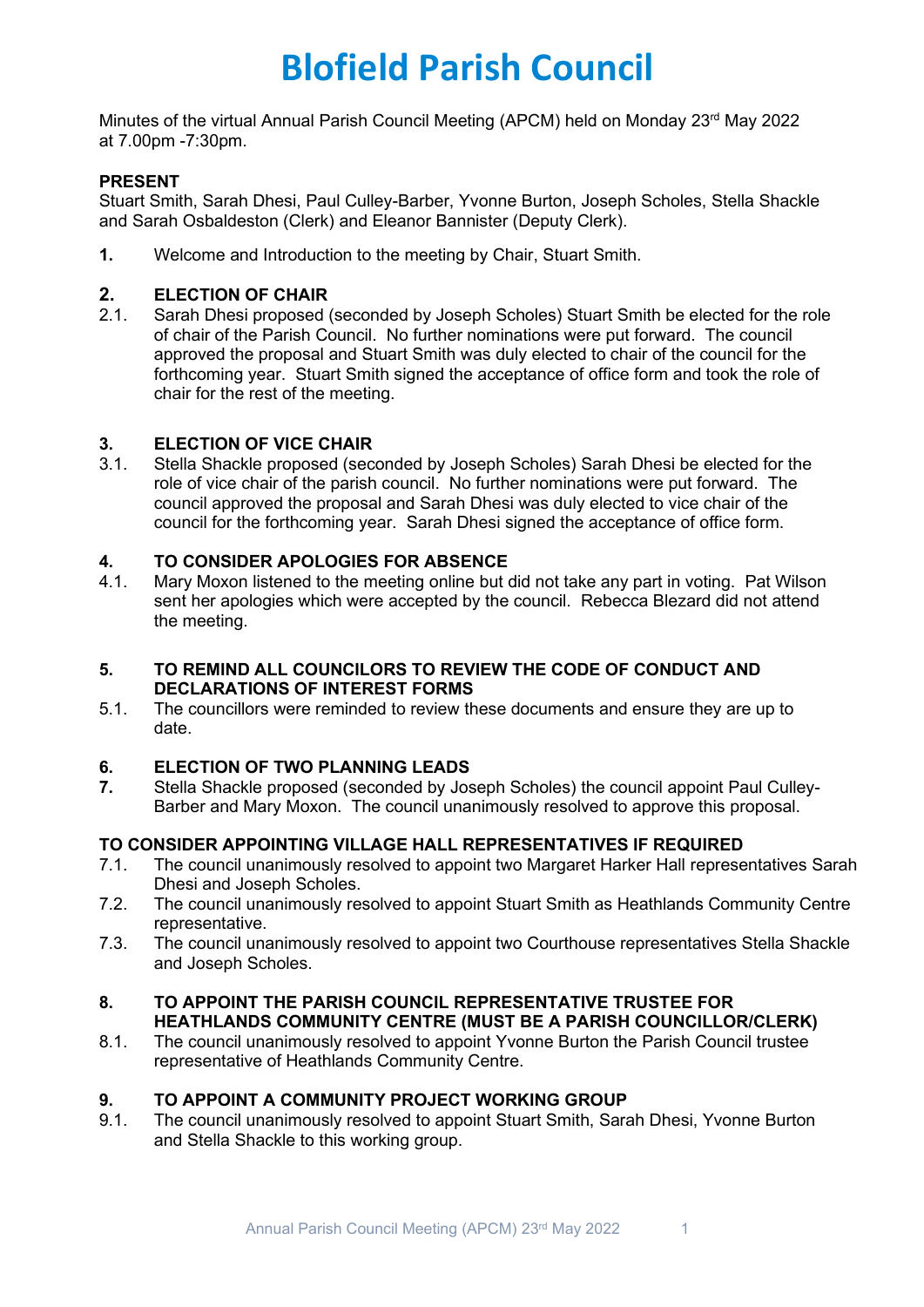# Blofield Parish Council

Minutes of the virtual Annual Parish Council Meeting (APCM) held on Monday 23rd May 2022 at 7.00pm -7:30pm.

**PRESENT**

Stuart Smith, Sarah Dhesi, Paul Culley-Barber, Yvonne Burton, Joseph Scholes, Stella Shackle and Sarah Osbaldeston (Clerk) and Eleanor Bannister (Deputy Clerk).

**1.** Welcome and Introduction to the meeting by Chair, Stuart Smith.

**2. ELECTION OF CHAIR**

2.1. Sarah Dhesi proposed (seconded by Joseph Scholes) Stuart Smith be elected for the role of chair of the Parish Council. No further nominations were put forward. The council approved the proposal and Stuart Smith was duly elected to chair of the council for the forthcoming year. Stuart Smith signed the acceptance of office form and took the role of chair for the rest of the meeting.

**3. ELECTION OF VICE CHAIR**

3.1. Stella Shackle proposed (seconded by Joseph Scholes) Sarah Dhesi be elected for the role of vice chair of the parish council. No further nominations were put forward. The council approved the proposal and Sarah Dhesi was duly elected to vice chair of the council for the forthcoming year. Sarah Dhesi signed the acceptance of office form.

**4. TO CONSIDER APOLOGIES FOR ABSENCE**

4.1. Mary Moxon listened to the meeting online but did not take any part in voting. Pat Wilson sent her apologies which were accepted by the council. Rebecca Blezard did not attend the meeting.

**5. TO REMIND ALL COUNCILORS TO REVIEW THE CODE OF CONDUCT AND DECLARATIONS OF INTEREST FORMS**

5.1. The councillors were reminded to review these documents and ensure they are up to date.

**6. ELECTION OF TWO PLANNING LEADS**

**7.** Stella Shackle proposed (seconded by Joseph Scholes) the council appoint Paul Culley-Barber and Mary Moxon. The council unanimously resolved to approve this proposal.

**TO CONSIDER APPOINTING VILLAGE HALL REPRESENTATIVES IF REQUIRED**

7.1. The council unanimously resolved to appoint two Margaret Harker Hall representatives Sarah Dhesi and Joseph Scholes.

7.2. The council unanimously resolved to appoint Stuart Smith as Heathlands Community Centre representative.

7.3. The council unanimously resolved to appoint two Courthouse representatives Stella Shackle and Joseph Scholes.

**8. TO APPOINT THE PARISH COUNCIL REPRESENTATIVE TRUSTEE FOR HEATHLANDS COMMUNITY CENTRE (MUST BE A PARISH COUNCILLOR/CLERK)**

8.1. The council unanimously resolved to appoint Yvonne Burton the Parish Council trustee representative of Heathlands Community Centre.

**9. TO APPOINT A COMMUNITY PROJECT WORKING GROUP**

9.1. The council unanimously resolved to appoint Stuart Smith, Sarah Dhesi, Yvonne Burton and Stella Shackle to this working group.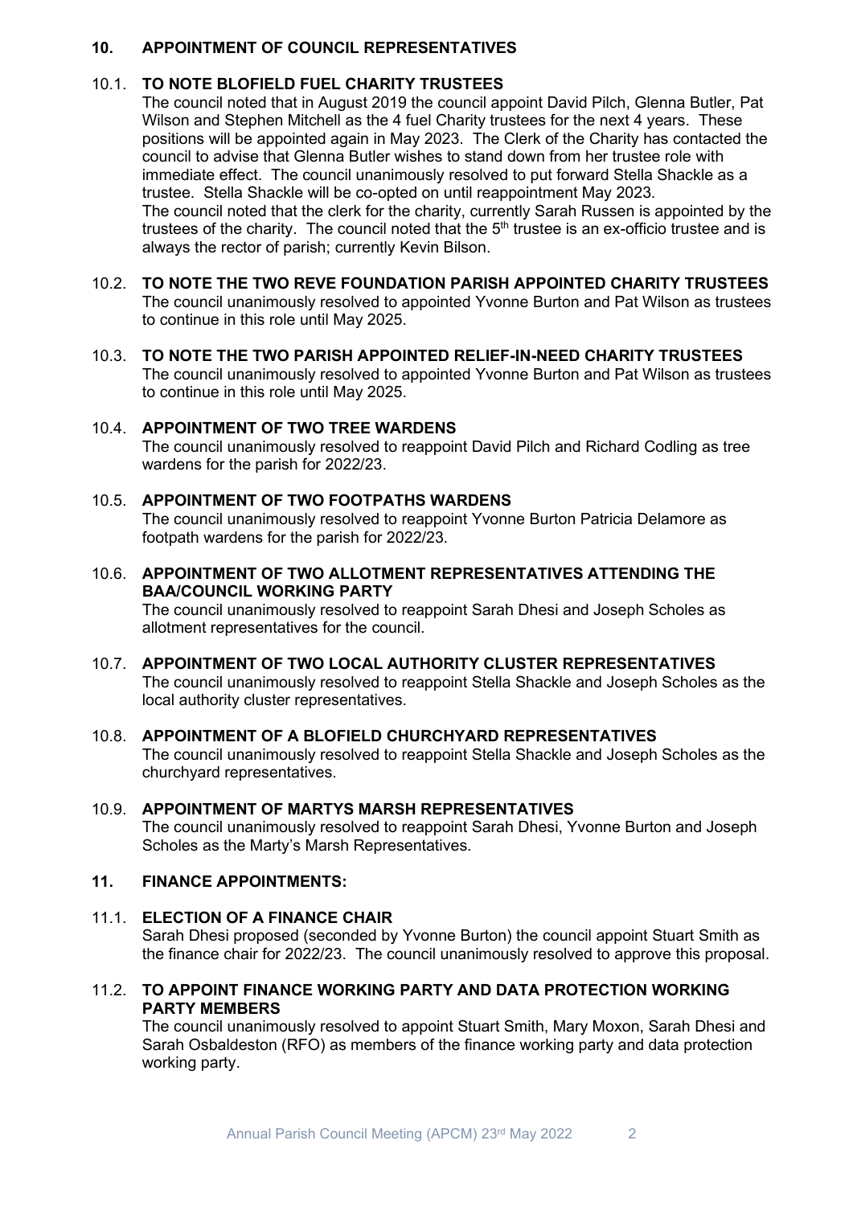## 10. APPOINTMENT OF COUNCIL REPRESENTATIVES

### 10.1. TO NOTE BLOFIELD FUEL CHARITY TRUSTEES

The council noted that in August 2019 the council appoint David Pilch, Glenna Butler, Pat Wilson and Stephen Mitchell as the 4 fuel Charity trustees for the next 4 years. These positions will be appointed again in May 2023. The Clerk of the Charity has contacted the council to advise that Glenna Butler wishes to stand down from her trustee role with immediate effect. The council unanimously resolved to put forward Stella Shackle as a trustee. Stella Shackle will be co-opted on until reappointment May 2023.

The council noted that the clerk for the charity, currently Sarah Russen is appointed by the trustees of the charity. The council noted that the 5th trustee is an ex-officio trustee and is always the rector of parish; currently Kevin Bilson.

### 10.2. TO NOTE THE TWO REVE FOUNDATION PARISH APPOINTED CHARITY TRUSTEES

The council unanimously resolved to appointed Yvonne Burton and Pat Wilson as trustees to continue in this role until May 2025.

### 10.3. TO NOTE THE TWO PARISH APPOINTED RELIEF-IN-NEED CHARITY TRUSTEES

The council unanimously resolved to appointed Yvonne Burton and Pat Wilson as trustees to continue in this role until May 2025.

### 10.4. APPOINTMENT OF TWO TREE WARDENS

The council unanimously resolved to reappoint David Pilch and Richard Codling as tree wardens for the parish for 2022/23.

### 10.5. APPOINTMENT OF TWO FOOTPATHS WARDENS

The council unanimously resolved to reappoint Yvonne Burton Patricia Delamore as footpath wardens for the parish for 2022/23.

### 10.6. APPOINTMENT OF TWO ALLOTMENT REPRESENTATIVES ATTENDING THE BAA/COUNCIL WORKING PARTY

The council unanimously resolved to reappoint Sarah Dhesi and Joseph Scholes as allotment representatives for the council.

### 10.7. APPOINTMENT OF TWO LOCAL AUTHORITY CLUSTER REPRESENTATIVES

The council unanimously resolved to reappoint Stella Shackle and Joseph Scholes as the local authority cluster representatives.

### 10.8. APPOINTMENT OF A BLOFIELD CHURCHYARD REPRESENTATIVES

The council unanimously resolved to reappoint Stella Shackle and Joseph Scholes as the churchyard representatives.

### 10.9. APPOINTMENT OF MARTYS MARSH REPRESENTATIVES

The council unanimously resolved to reappoint Sarah Dhesi, Yvonne Burton and Joseph Scholes as the Marty's Marsh Representatives.

## 11. FINANCE APPOINTMENTS:

### 11.1. ELECTION OF A FINANCE CHAIR

Sarah Dhesi proposed (seconded by Yvonne Burton) the council appoint Stuart Smith as the finance chair for 2022/23. The council unanimously resolved to approve this proposal.

### 11.2. TO APPOINT FINANCE WORKING PARTY AND DATA PROTECTION WORKING PARTY MEMBERS

The council unanimously resolved to appoint Stuart Smith, Mary Moxon, Sarah Dhesi and Sarah Osbaldeston (RFO) as members of the finance working party and data protection working party.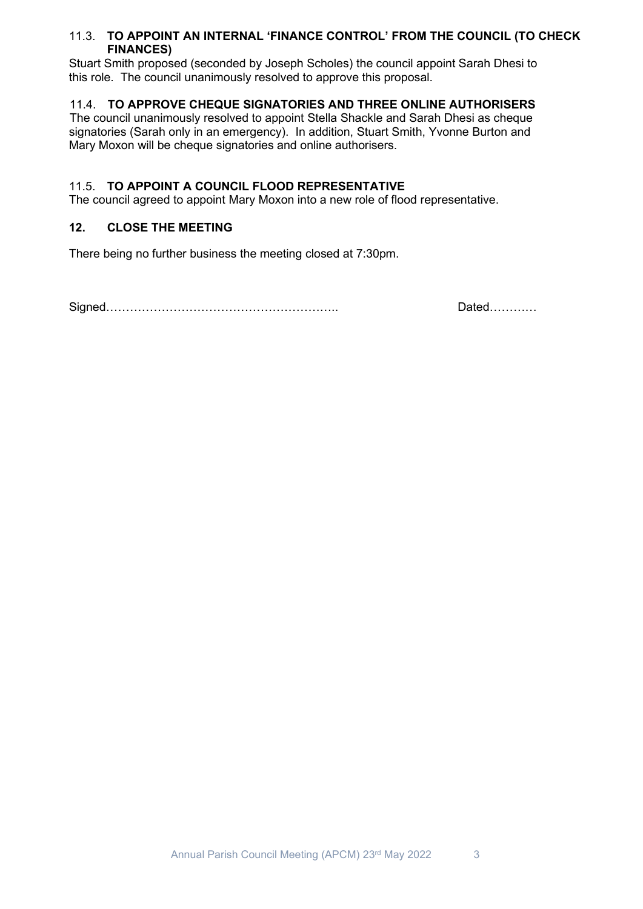### 11.3. TO APPOINT AN INTERNAL 'FINANCE CONTROL' FROM THE COUNCIL (TO CHECK FINANCES)

Stuart Smith proposed (seconded by Joseph Scholes) the council appoint Sarah Dhesi to this role. The council unanimously resolved to approve this proposal.

### 11.4. TO APPROVE CHEQUE SIGNATORIES AND THREE ONLINE AUTHORISERS

The council unanimously resolved to appoint Stella Shackle and Sarah Dhesi as cheque signatories (Sarah only in an emergency). In addition, Stuart Smith, Yvonne Burton and Mary Moxon will be cheque signatories and online authorisers.

### 11.5. TO APPOINT A COUNCIL FLOOD REPRESENTATIVE

The council agreed to appoint Mary Moxon into a new role of flood representative.

## 12. CLOSE THE MEETING

There being no further business the meeting closed at 7:30pm.

Signed……………………………………………….. Dated…………